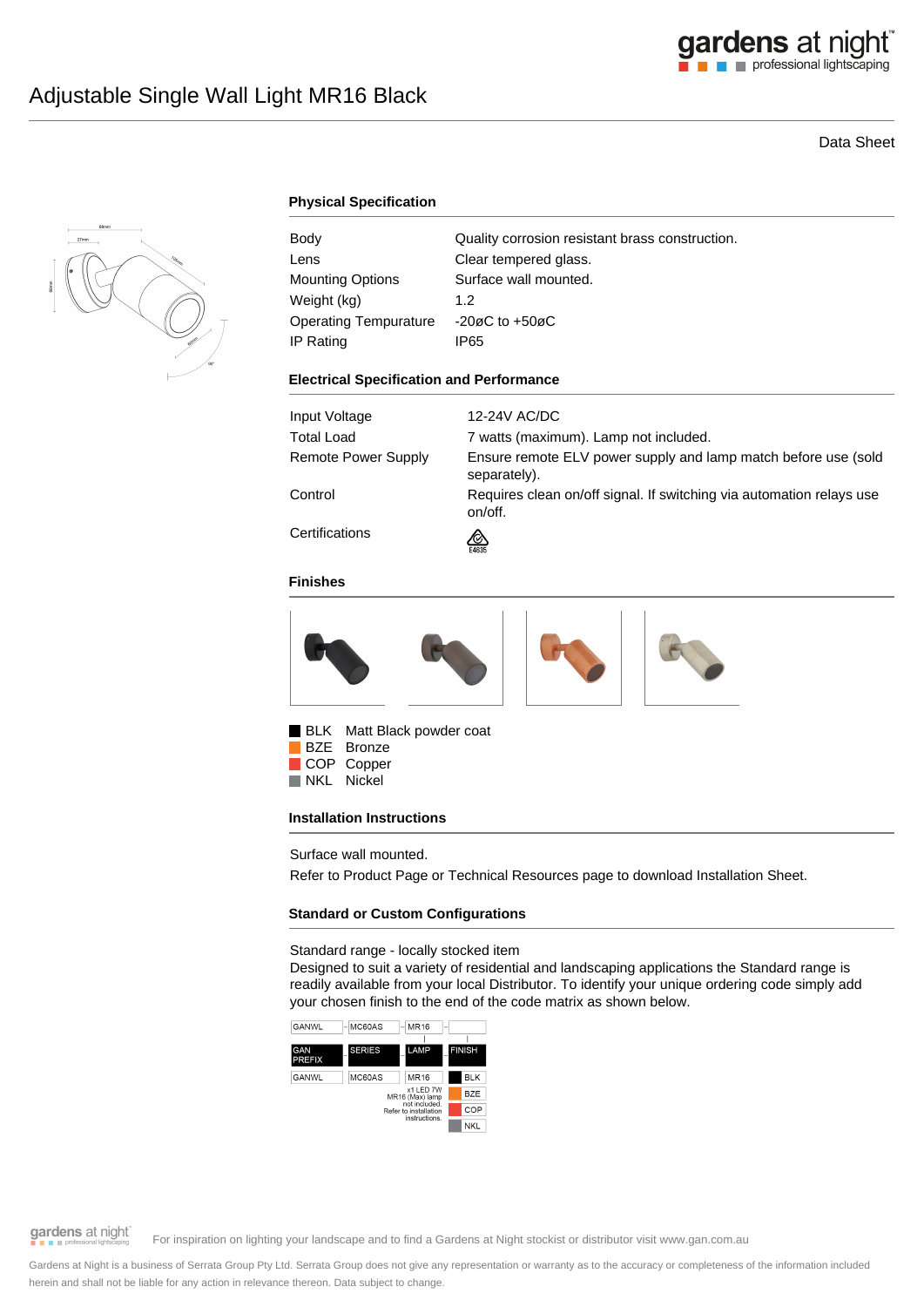# Adjustable Single Wall Light MR16 Black

Data Sheet

## Physical Specification

| | |
|---|---|
| Body | Quality corrosion resistant brass construction. |
| Lens | Clear tempered glass. |
| Mounting Options | Surface wall mounted. |
| Weight (kg) | 1.2 |
| Operating Tempurature | -20øC to +50øC |
| IP Rating | IP65 |

## Electrical Specification and Performance

| | |
|---|---|
| Input Voltage | 12-24V AC/DC |
| Total Load | 7 watts (maximum). Lamp not included. |
| Remote Power Supply | Ensure remote ELV power supply and lamp match before use (sold separately). |
| Control | Requires clean on/off signal. If switching via automation relays use on/off. |
| Certifications | E4635 |

## Finishes

- BLK Matt Black powder coat
- BZE Bronze
- COP Copper
- NKL Nickel

## Installation Instructions

Surface wall mounted.

Refer to Product Page or Technical Resources page to download Installation Sheet.

## Standard or Custom Configurations

Standard range - locally stocked item

Designed to suit a variety of residential and landscaping applications the Standard range is readily available from your local Distributor. To identify your unique ordering code simply add your chosen finish to the end of the code matrix as shown below.

GANWL - MC60AS - MR16 - [FINISH]

| GAN PREFIX | SERIES | LAMP | FINISH |
|---|---|---|---|
| GANWL | MC60AS | MR16 | BLK |
| | | x1 LED 7W MR16 (Max) lamp not included. Refer to installation instructions. | BZE |
| | | | COP |
| | | | NKL |

For inspiration on lighting your landscape and to find a Gardens at Night stockist or distributor visit www.gan.com.au

Gardens at Night is a business of Serrata Group Pty Ltd. Serrata Group does not give any representation or warranty as to the accuracy or completeness of the information included herein and shall not be liable for any action in relevance thereon. Data subject to change.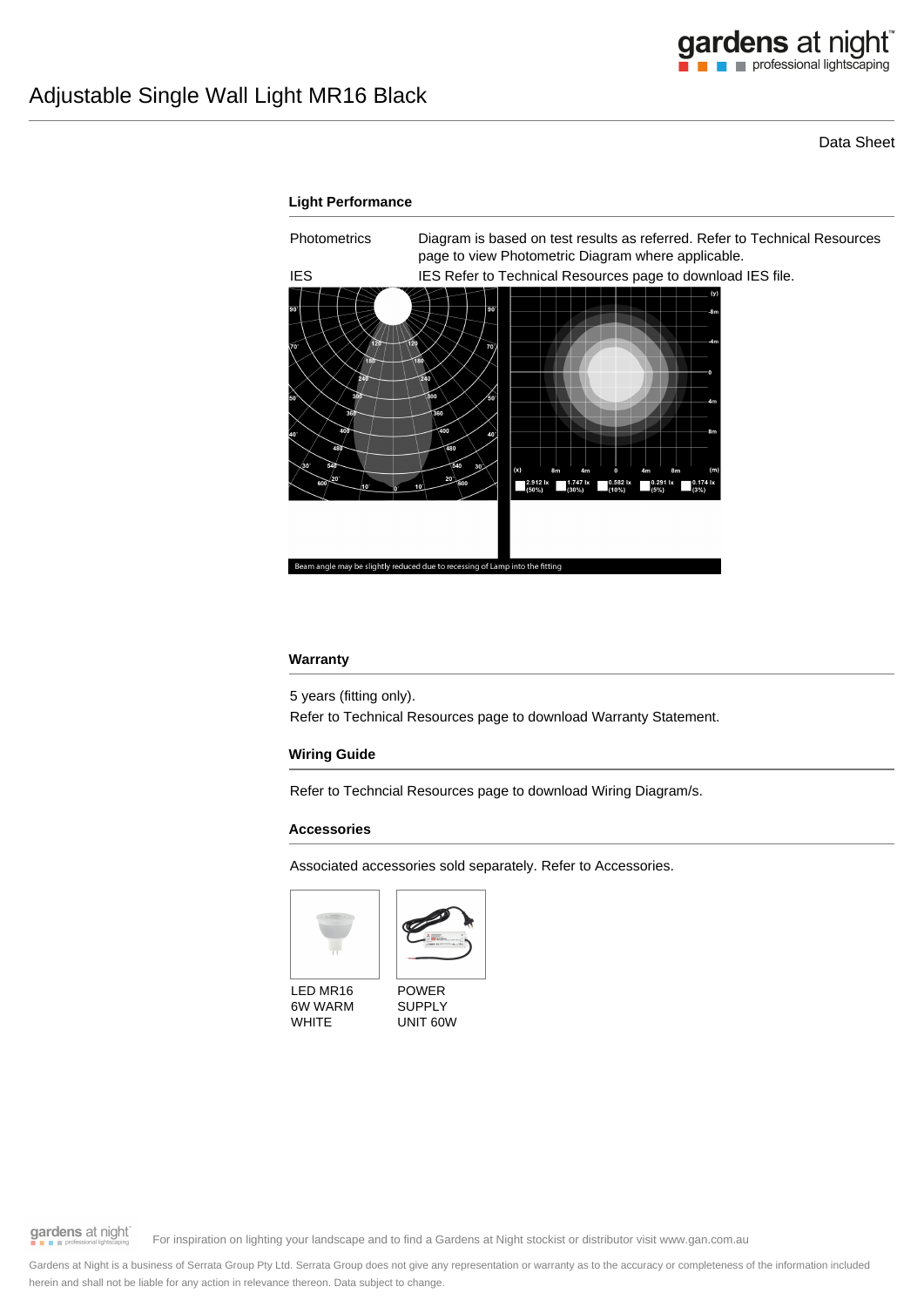# Adjustable Single Wall Light MR16 Black

Data Sheet

### Light Performance

| | |
|---|---|
| Photometrics | Diagram is based on test results as referred. Refer to Technical Resources page to view Photometric Diagram where applicable. |
| IES | IES Refer to Technical Resources page to download IES file. |

Beam angle may be slightly reduced due to recessing of Lamp into the fitting

### Warranty

5 years (fitting only).

Refer to Technical Resources page to download Warranty Statement.

### Wiring Guide

Refer to Techncial Resources page to download Wiring Diagram/s.

### Accessories

Associated accessories sold separately. Refer to Accessories.

LED MR16 6W WARM WHITE

POWER SUPPLY UNIT 60W

For inspiration on lighting your landscape and to find a Gardens at Night stockist or distributor visit www.gan.com.au

Gardens at Night is a business of Serrata Group Pty Ltd. Serrata Group does not give any representation or warranty as to the accuracy or completeness of the information included herein and shall not be liable for any action in relevance thereon. Data subject to change.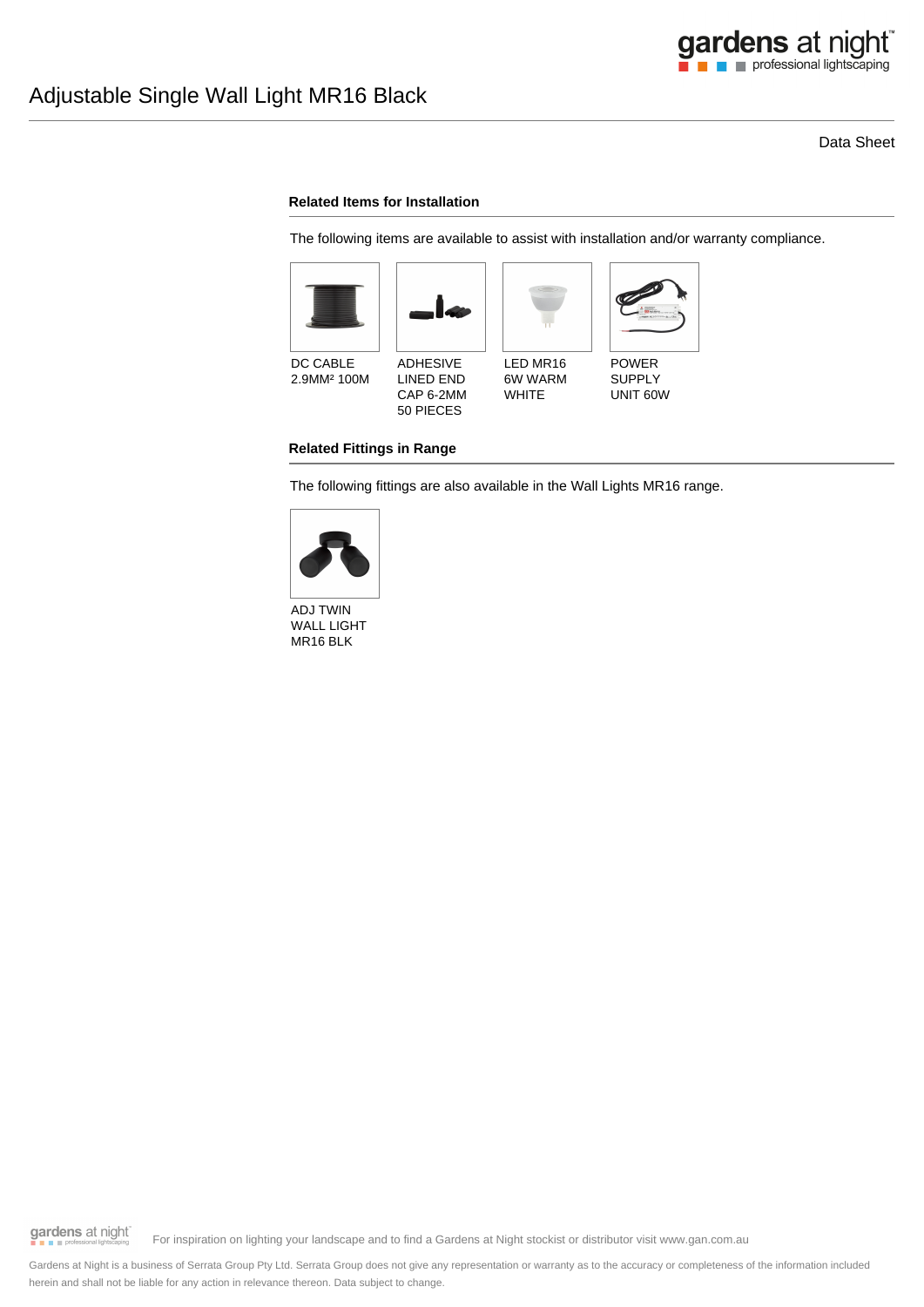# Adjustable Single Wall Light MR16 Black

Data Sheet

### Related Items for Installation

The following items are available to assist with installation and/or warranty compliance.

DC CABLE 2.9MM² 100M

ADHESIVE LINED END CAP 6-2MM 50 PIECES

LED MR16 6W WARM WHITE

POWER SUPPLY UNIT 60W

### Related Fittings in Range

The following fittings are also available in the Wall Lights MR16 range.

ADJ TWIN WALL LIGHT MR16 BLK

For inspiration on lighting your landscape and to find a Gardens at Night stockist or distributor visit www.gan.com.au

Gardens at Night is a business of Serrata Group Pty Ltd. Serrata Group does not give any representation or warranty as to the accuracy or completeness of the information included herein and shall not be liable for any action in relevance thereon. Data subject to change.